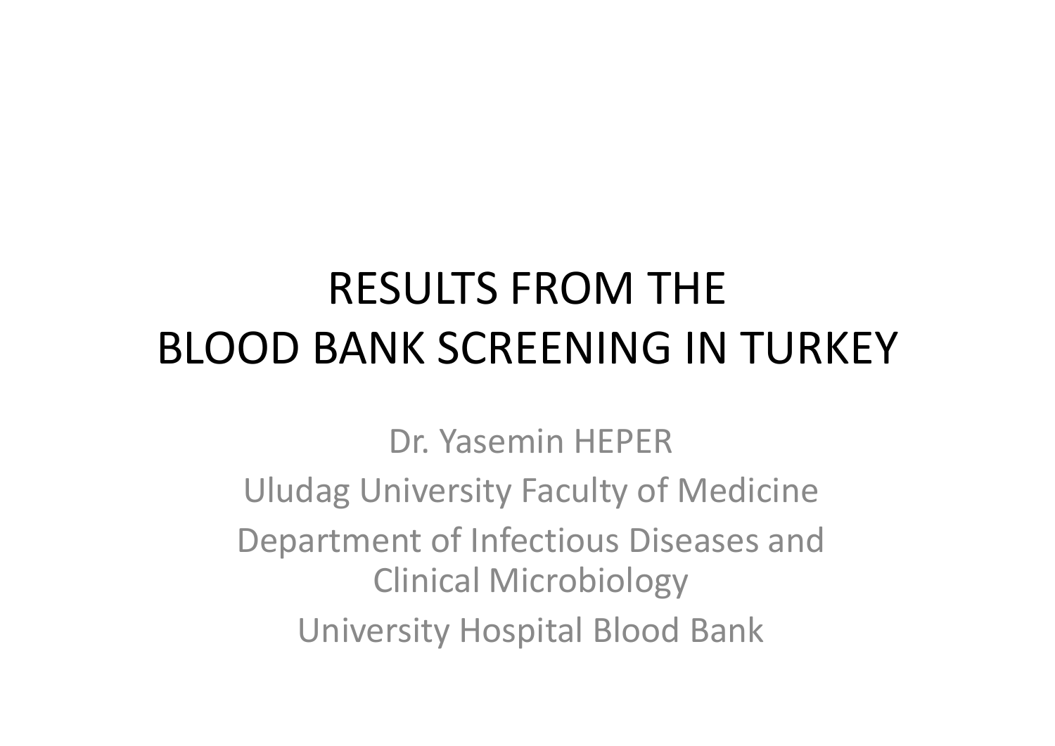# RESULTS FROM THE BLOOD BANK SCREENING IN TURKEY

Dr. Yasemin HEPER

Uludag University Faculty of Medicine

Department of Infectious Diseases and Clinical Microbiology

University Hospital Blood Bank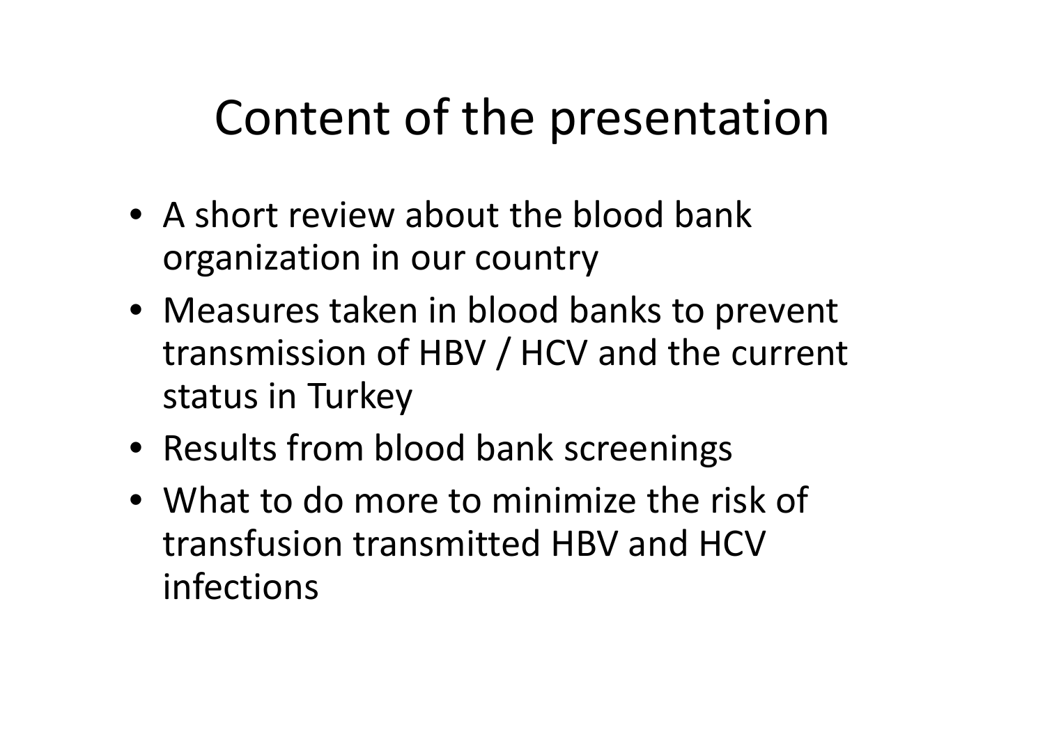# Content of the presentation

- A short review about the blood bank organization in our country
- Measures taken in blood banks to prevent transmission of HBV / HCV and the current status in Turkey
- Results from blood bank screenings
- What to do more to minimize the risk of transfusion transmitted HBV and HCV infections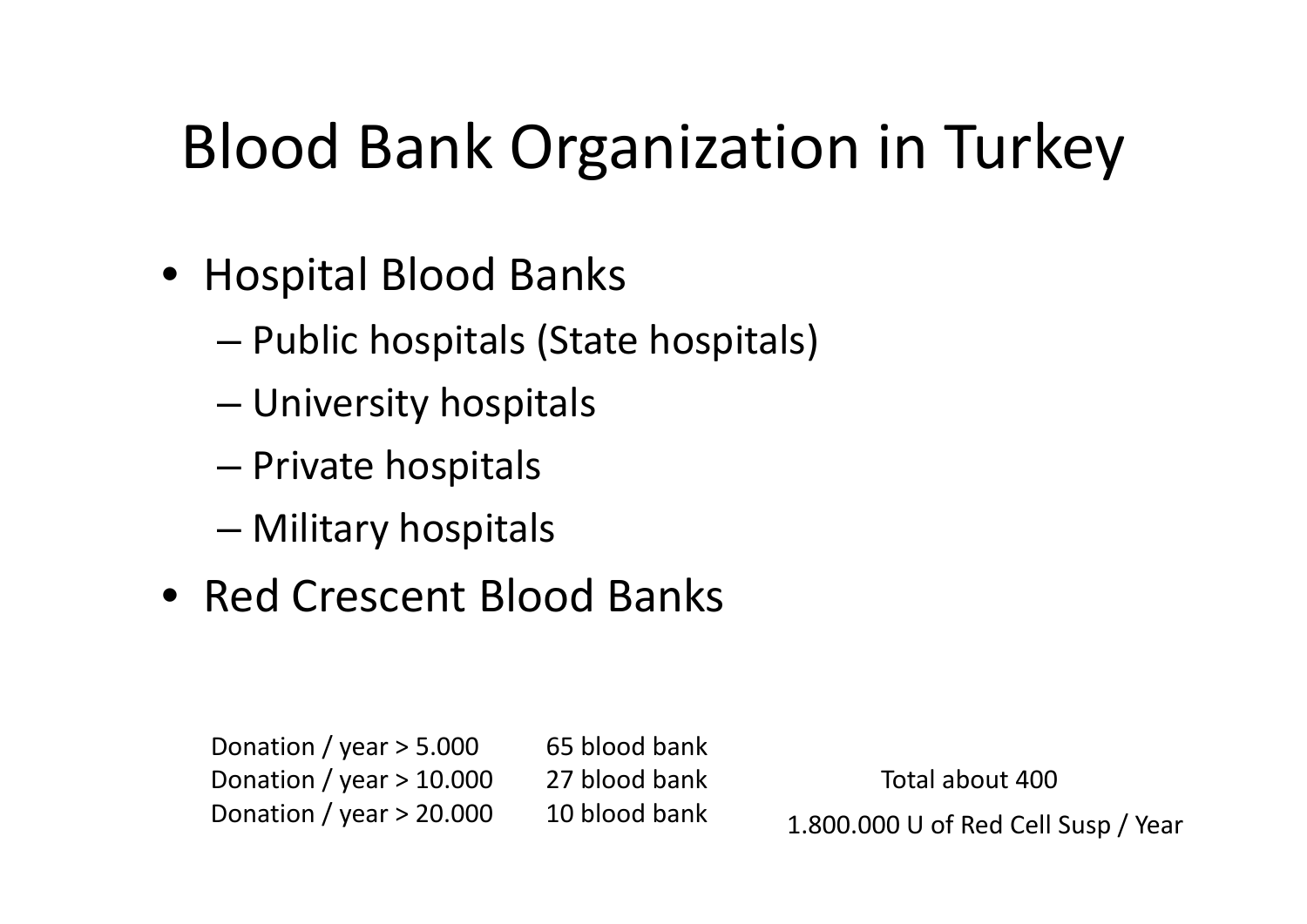# Blood Bank Organization in Turkey

- Hospital Blood Banks
  - Public hospitals (State hospitals)
  - University hospitals
  - Private hospitals
  - Military hospitals
- Red Crescent Blood Banks

| | |
|---|---|
| Donation / year > 5.000 | 65 blood bank |
| Donation / year > 10.000 | 27 blood bank |
| Donation / year > 20.000 | 10 blood bank |

Total about 400

1.800.000 U of Red Cell Susp / Year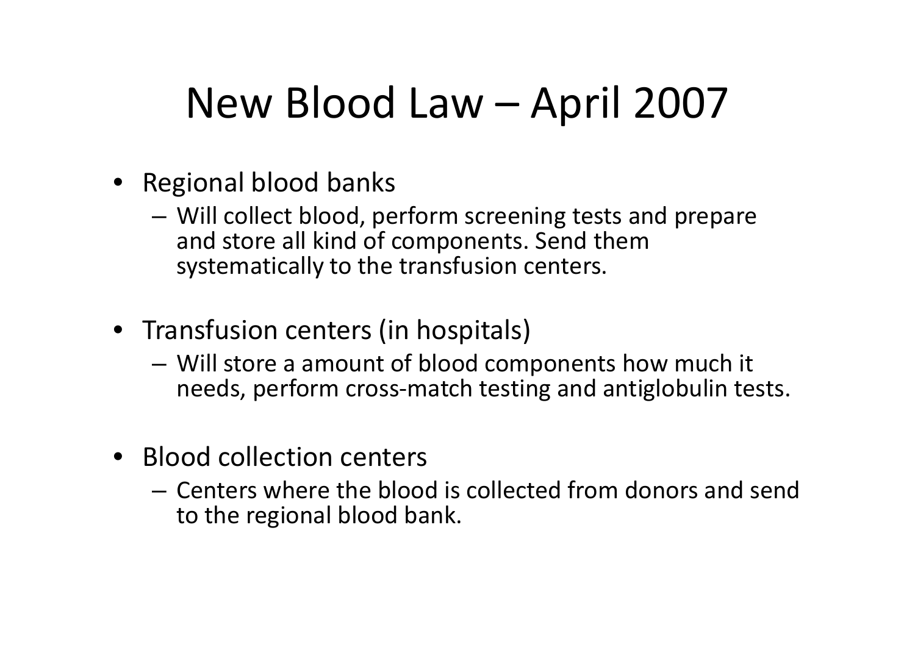# New Blood Law – April 2007

- Regional blood banks
  - Will collect blood, perform screening tests and prepare and store all kind of components. Send them systematically to the transfusion centers.
- Transfusion centers (in hospitals)
  - Will store a amount of blood components how much it needs, perform cross-match testing and antiglobulin tests.
- Blood collection centers
  - Centers where the blood is collected from donors and send to the regional blood bank.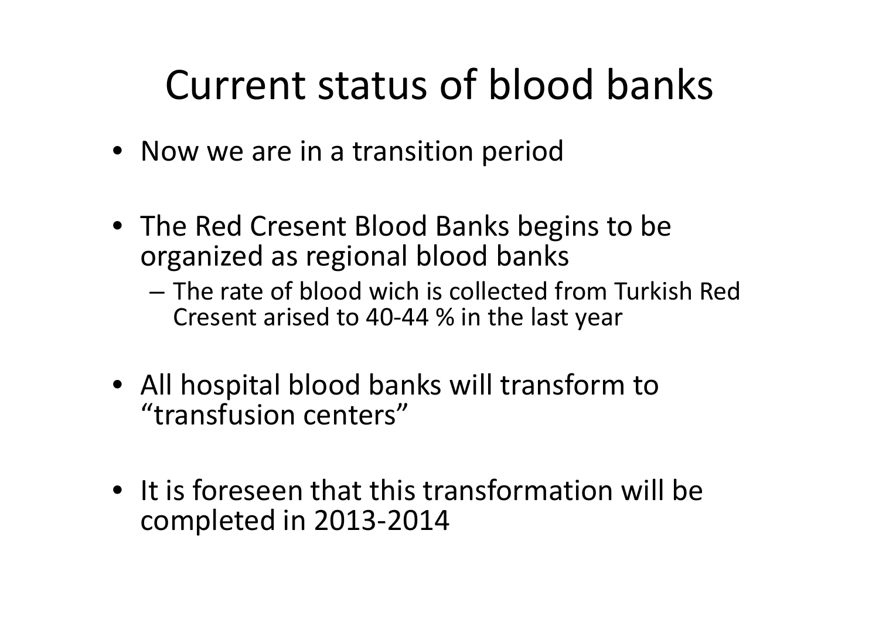# Current status of blood banks

- Now we are in a transition period
- The Red Cresent Blood Banks begins to be organized as regional blood banks
  - The rate of blood wich is collected from Turkish Red Cresent arised to 40-44 % in the last year
- All hospital blood banks will transform to "transfusion centers"
- It is foreseen that this transformation will be completed in 2013-2014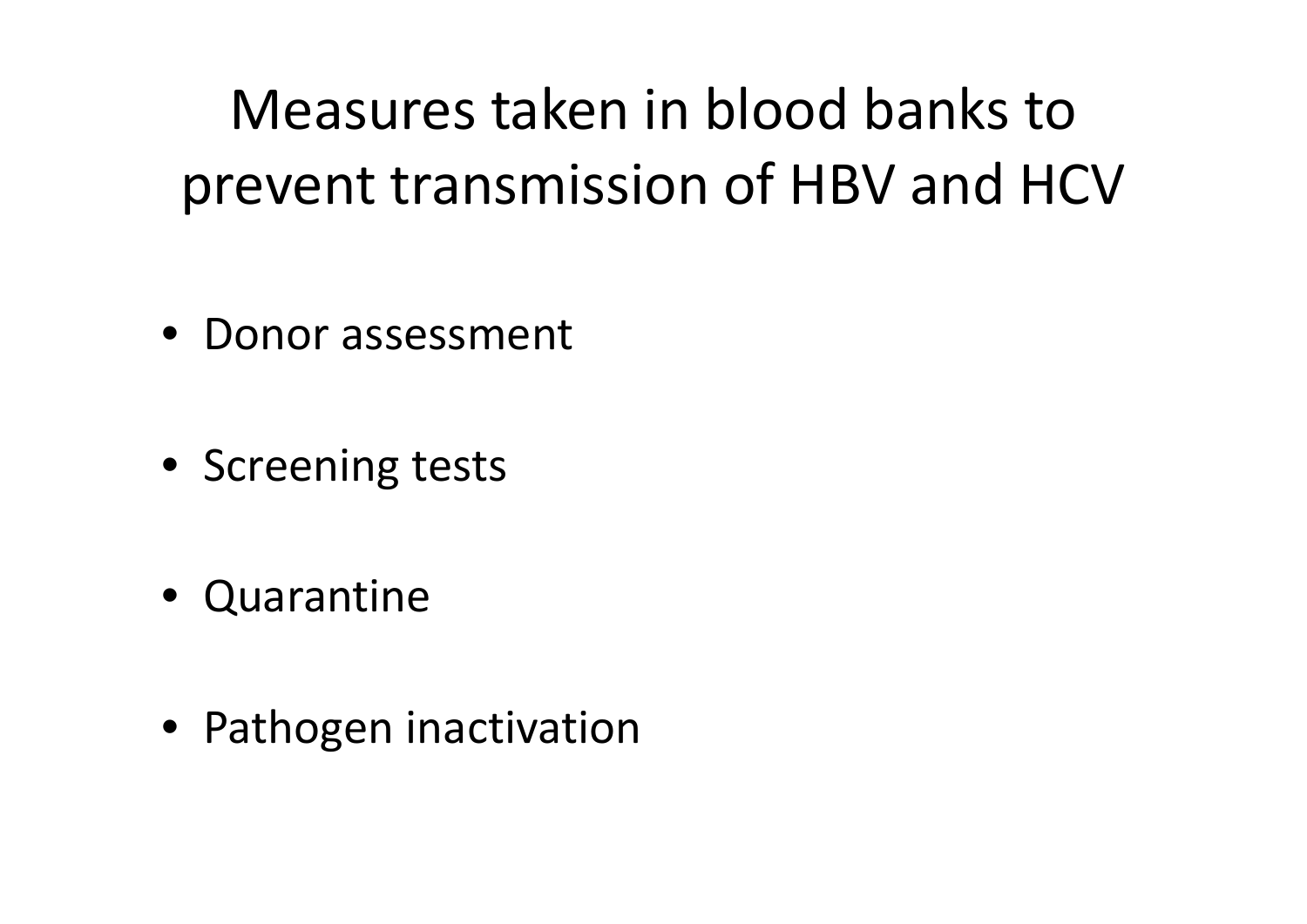# Measures taken in blood banks to prevent transmission of HBV and HCV

- Donor assessment
- Screening tests
- Quarantine
- Pathogen inactivation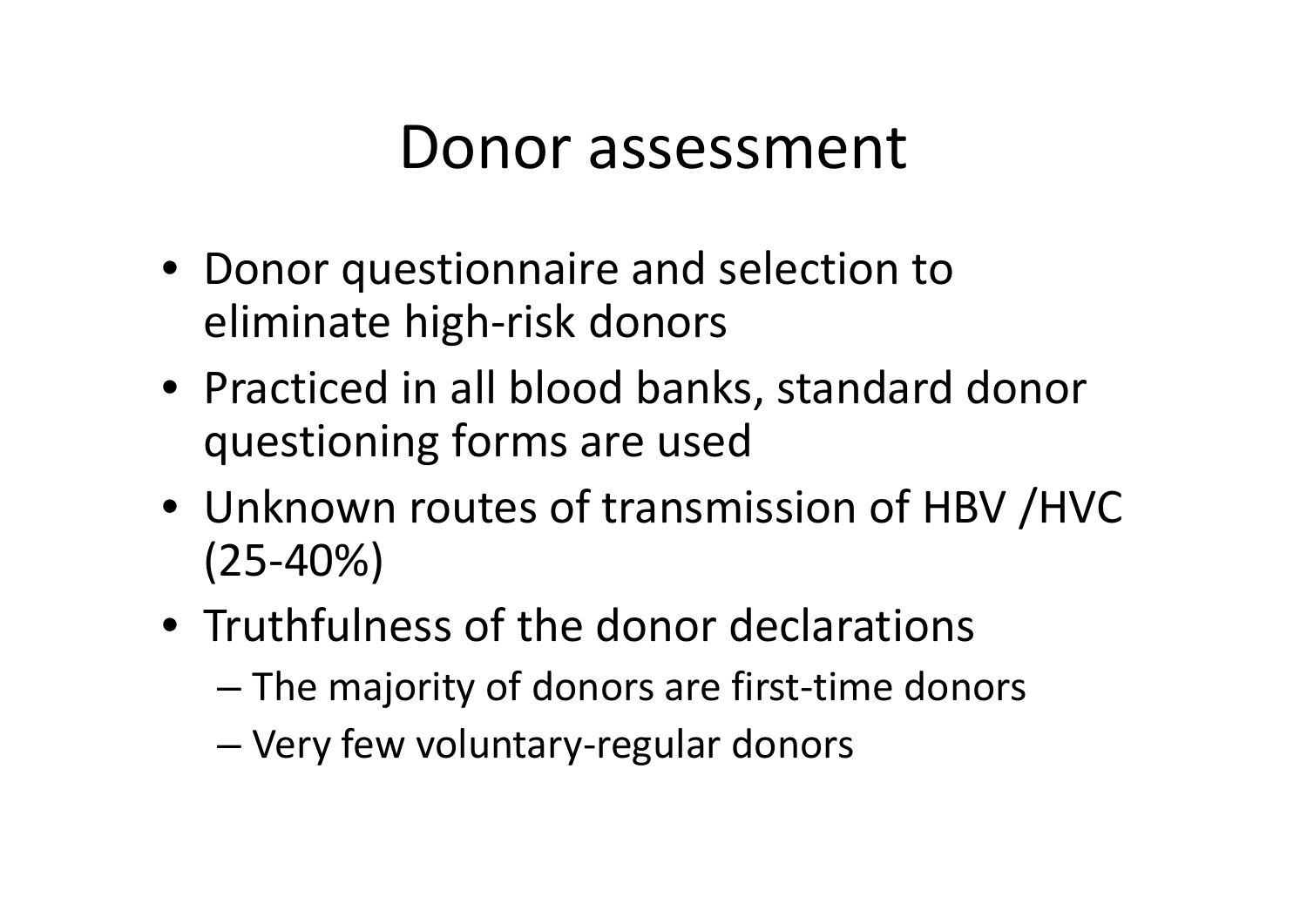# Donor assessment

- Donor questionnaire and selection to eliminate high-risk donors
- Practiced in all blood banks, standard donor questioning forms are used
- Unknown routes of transmission of HBV /HVC (25-40%)
- Truthfulness of the donor declarations
  - The majority of donors are first-time donors
  - Very few voluntary-regular donors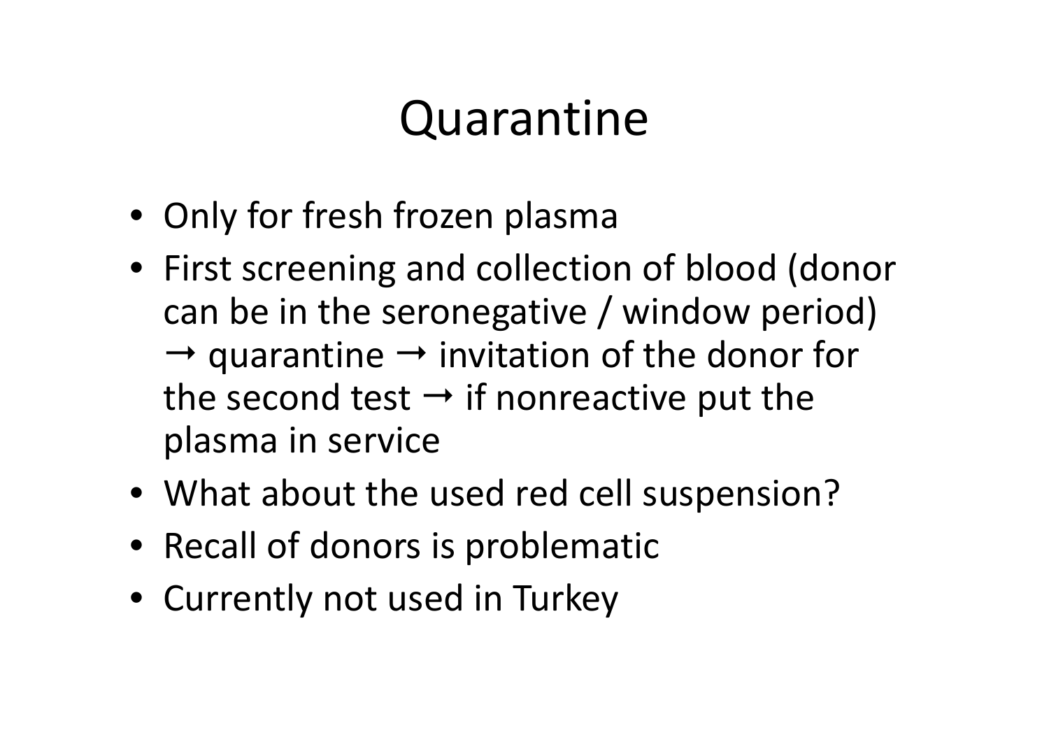# Quarantine

- Only for fresh frozen plasma
- First screening and collection of blood (donor can be in the seronegative / window period) → quarantine → invitation of the donor for the second test → if nonreactive put the plasma in service
- What about the used red cell suspension?
- Recall of donors is problematic
- Currently not used in Turkey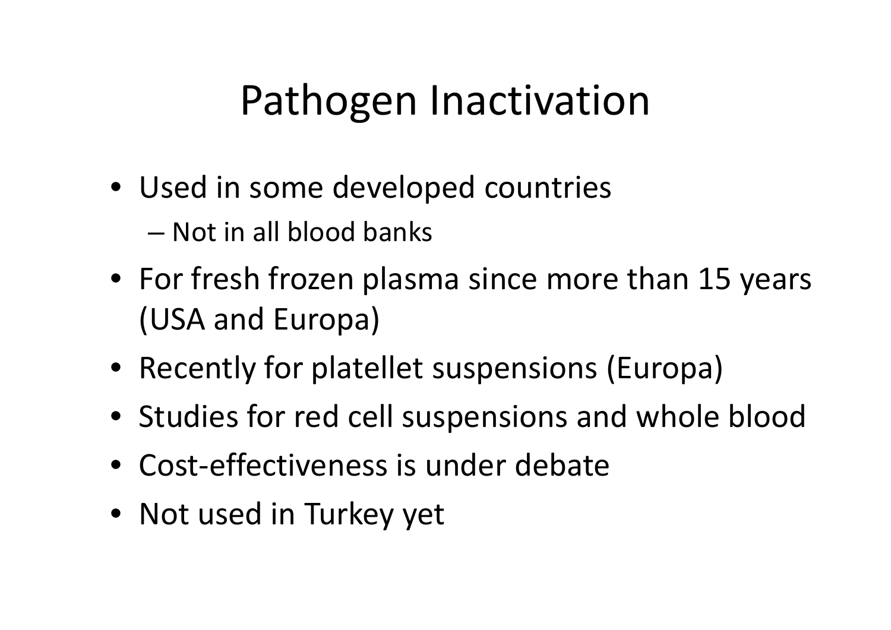# Pathogen Inactivation

- Used in some developed countries
  - Not in all blood banks
- For fresh frozen plasma since more than 15 years (USA and Europa)
- Recently for platellet suspensions (Europa)
- Studies for red cell suspensions and whole blood
- Cost-effectiveness is under debate
- Not used in Turkey yet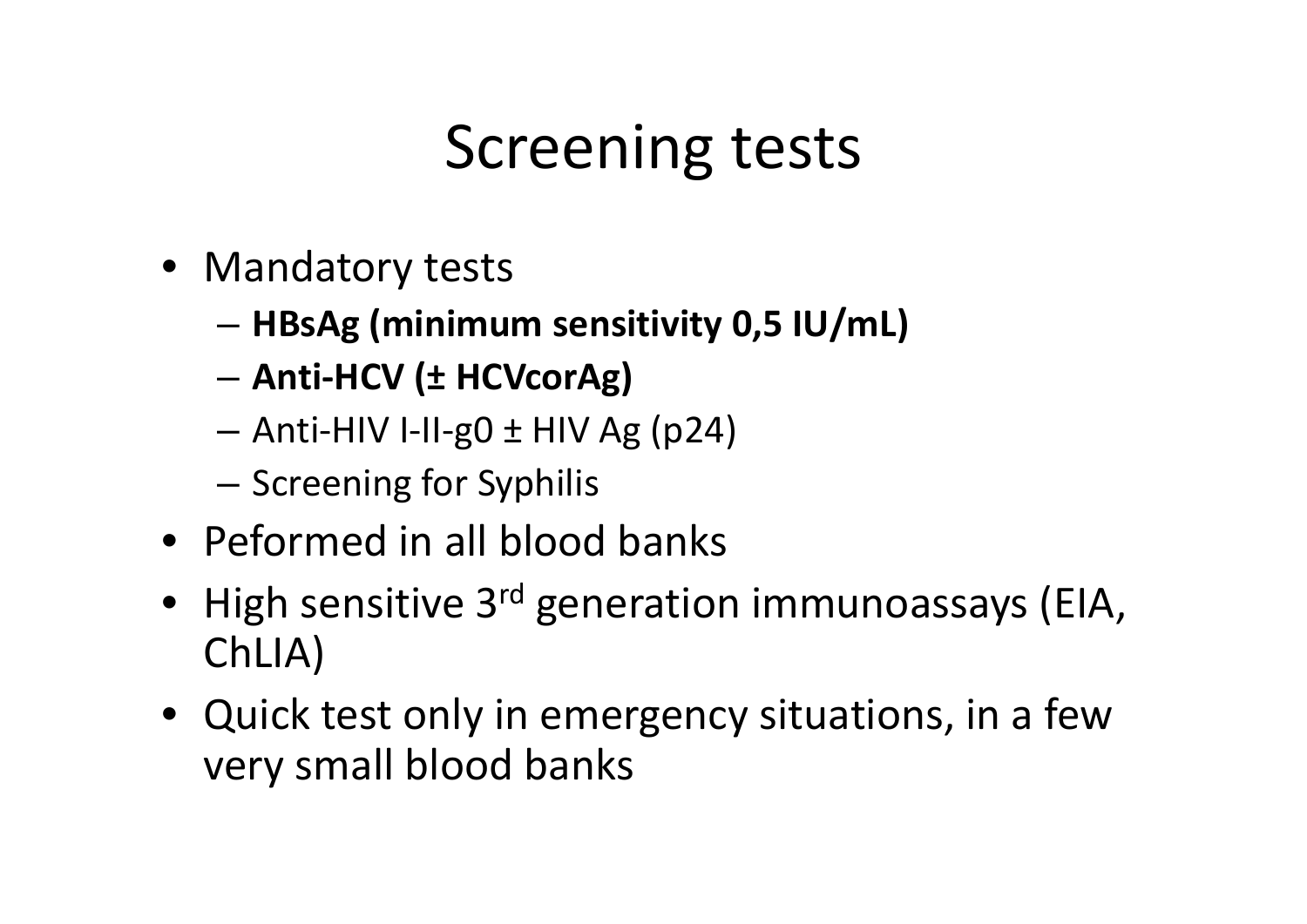# Screening tests

- Mandatory tests
  - **HBsAg (minimum sensitivity 0,5 IU/mL)**
  - **Anti-HCV (± HCVcorAg)**
  - Anti-HIV I-II-g0 ± HIV Ag (p24)
  - Screening for Syphilis
- Peformed in all blood banks
- High sensitive 3rd generation immunoassays (EIA, ChLIA)
- Quick test only in emergency situations, in a few very small blood banks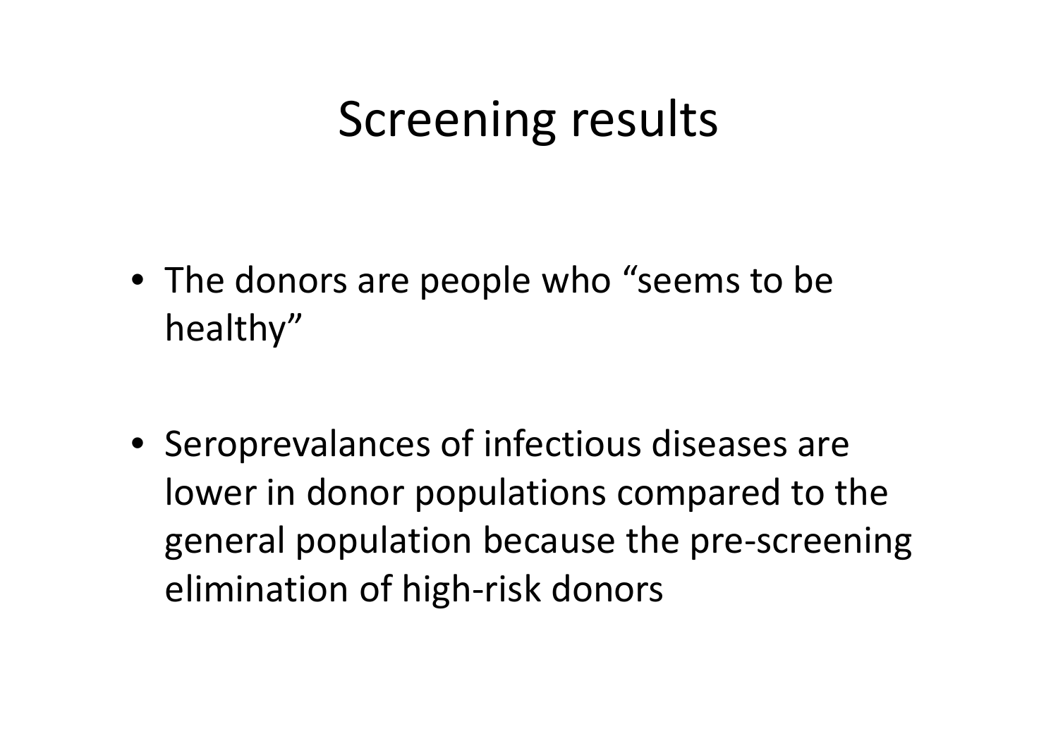# Screening results

- The donors are people who “seems to be healthy”
- Seroprevalances of infectious diseases are lower in donor populations compared to the general population because the pre-screening elimination of high-risk donors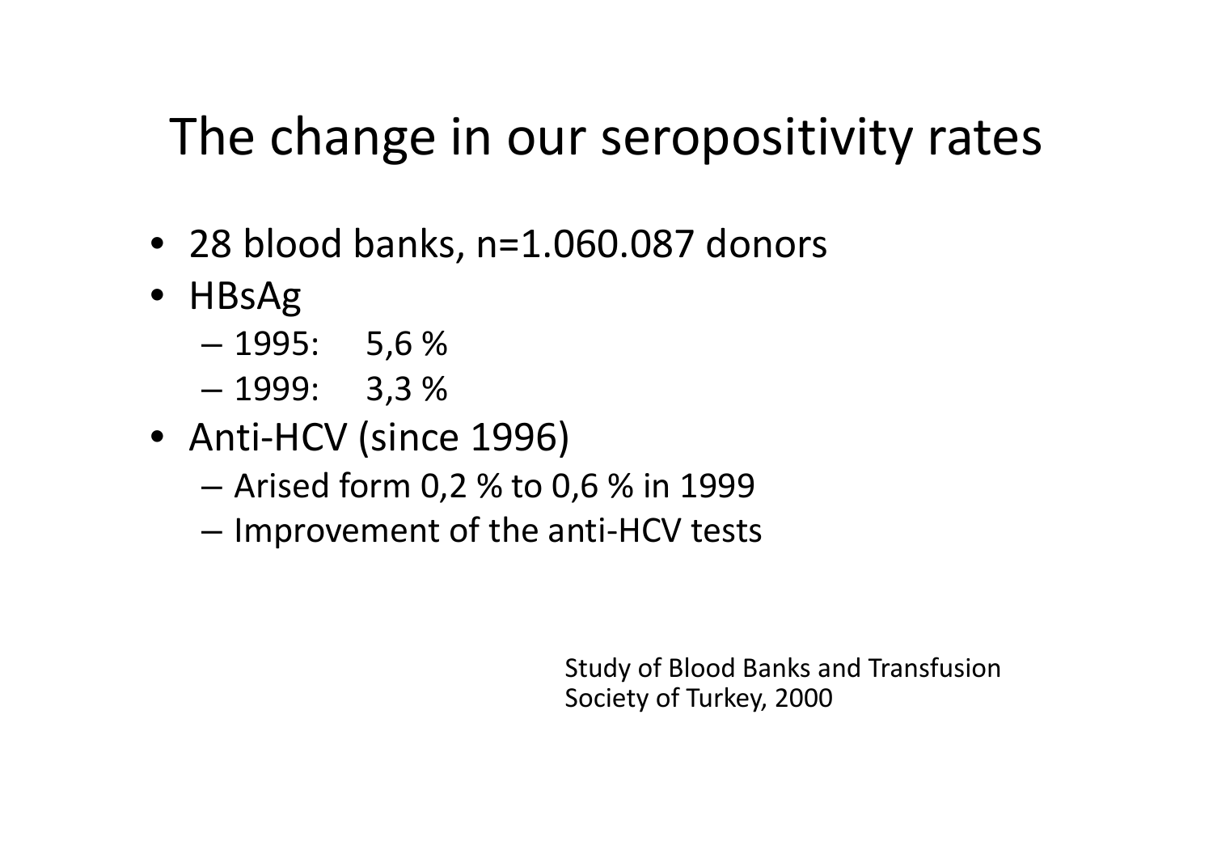# The change in our seropositivity rates

- 28 blood banks, n=1.060.087 donors
- HBsAg
  - 1995: 5,6 %
  - 1999: 3,3 %
- Anti-HCV (since 1996)
  - Arised form 0,2 % to 0,6 % in 1999
  - Improvement of the anti-HCV tests

Study of Blood Banks and Transfusion Society of Turkey, 2000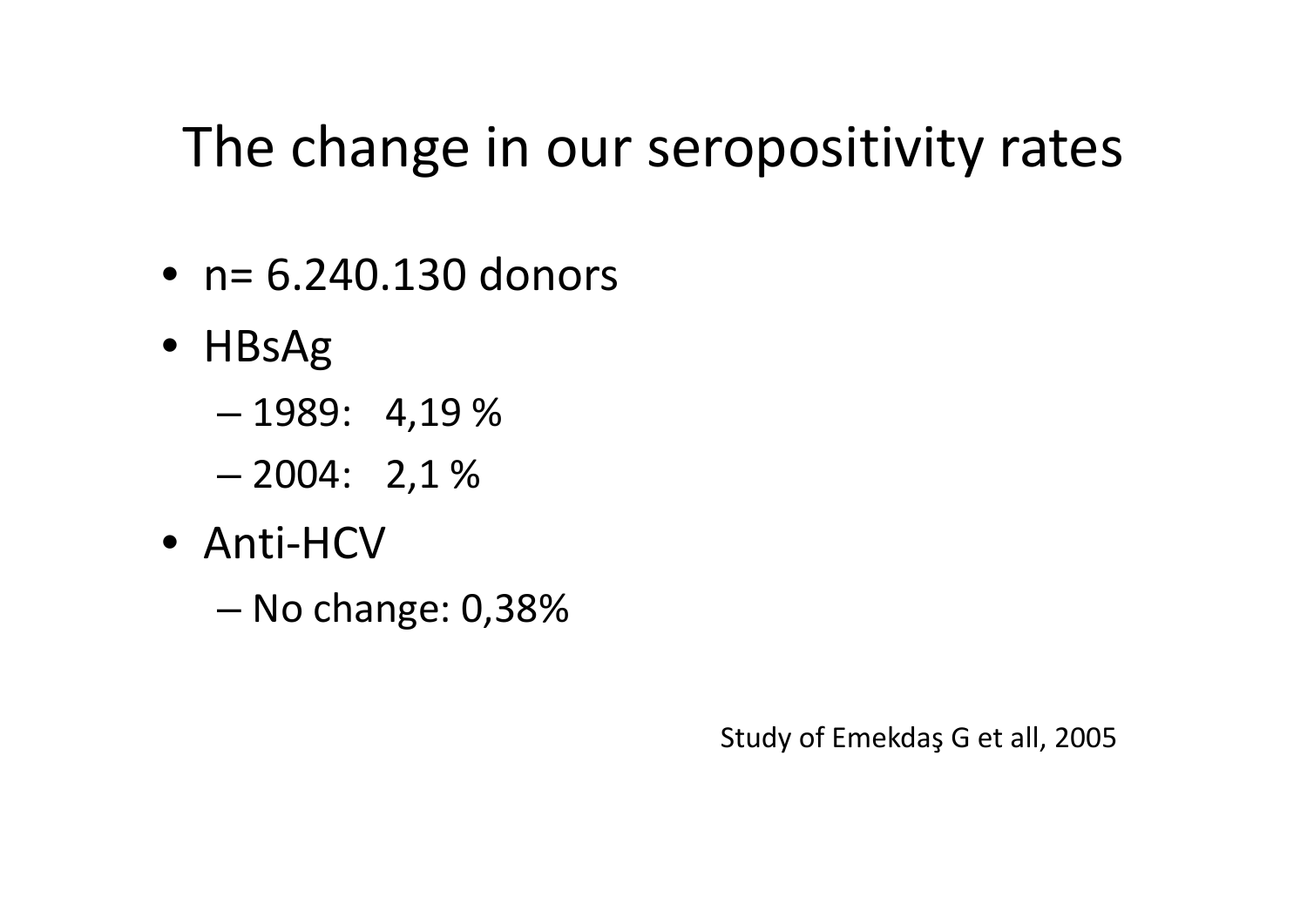# The change in our seropositivity rates

- n= 6.240.130 donors
- HBsAg
  - 1989: 4,19 %
  - 2004: 2,1 %
- Anti-HCV
  - No change: 0,38%

Study of Emekdaş G et all, 2005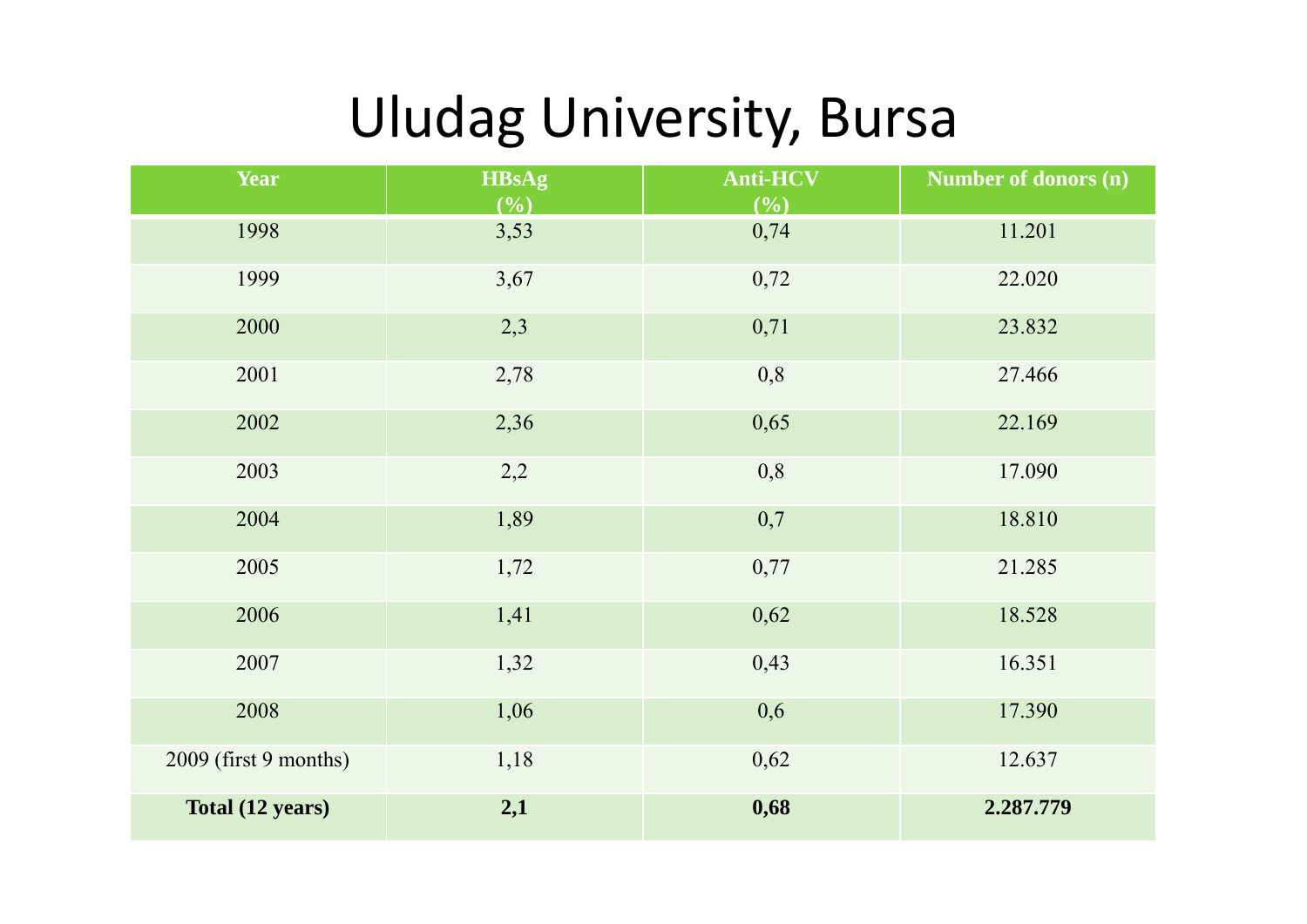# Uludag University, Bursa

| Year | HBsAg (%) | Anti-HCV (%) | Number of donors (n) |
|---|---|---|---|
| 1998 | 3,53 | 0,74 | 11.201 |
| 1999 | 3,67 | 0,72 | 22.020 |
| 2000 | 2,3 | 0,71 | 23.832 |
| 2001 | 2,78 | 0,8 | 27.466 |
| 2002 | 2,36 | 0,65 | 22.169 |
| 2003 | 2,2 | 0,8 | 17.090 |
| 2004 | 1,89 | 0,7 | 18.810 |
| 2005 | 1,72 | 0,77 | 21.285 |
| 2006 | 1,41 | 0,62 | 18.528 |
| 2007 | 1,32 | 0,43 | 16.351 |
| 2008 | 1,06 | 0,6 | 17.390 |
| 2009 (first 9 months) | 1,18 | 0,62 | 12.637 |
| **Total (12 years)** | **2,1** | **0,68** | **2.287.779** |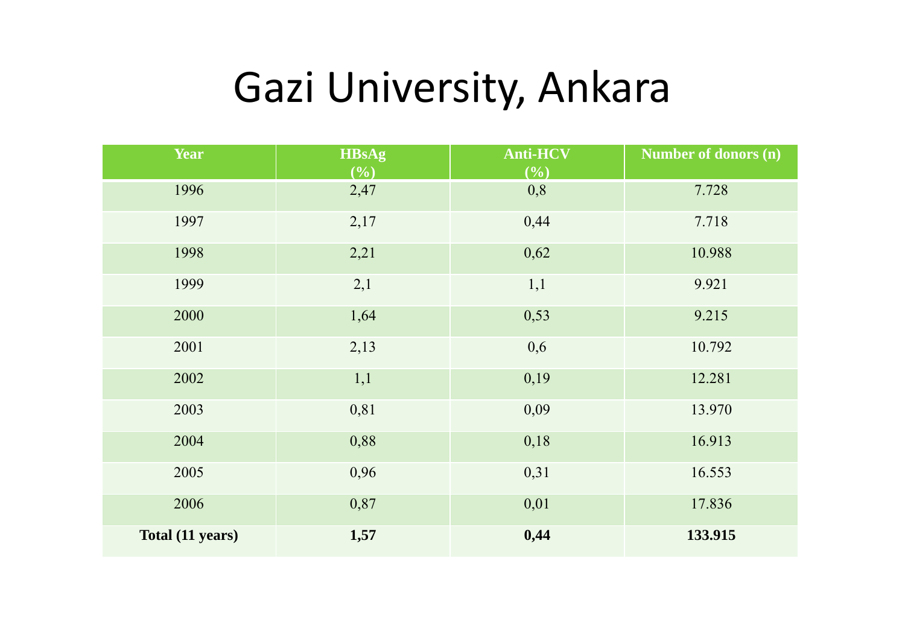# Gazi University, Ankara

| Year | HBsAg (%) | Anti-HCV (%) | Number of donors (n) |
|---|---|---|---|
| 1996 | 2,47 | 0,8 | 7.728 |
| 1997 | 2,17 | 0,44 | 7.718 |
| 1998 | 2,21 | 0,62 | 10.988 |
| 1999 | 2,1 | 1,1 | 9.921 |
| 2000 | 1,64 | 0,53 | 9.215 |
| 2001 | 2,13 | 0,6 | 10.792 |
| 2002 | 1,1 | 0,19 | 12.281 |
| 2003 | 0,81 | 0,09 | 13.970 |
| 2004 | 0,88 | 0,18 | 16.913 |
| 2005 | 0,96 | 0,31 | 16.553 |
| 2006 | 0,87 | 0,01 | 17.836 |
| **Total (11 years)** | **1,57** | **0,44** | **133.915** |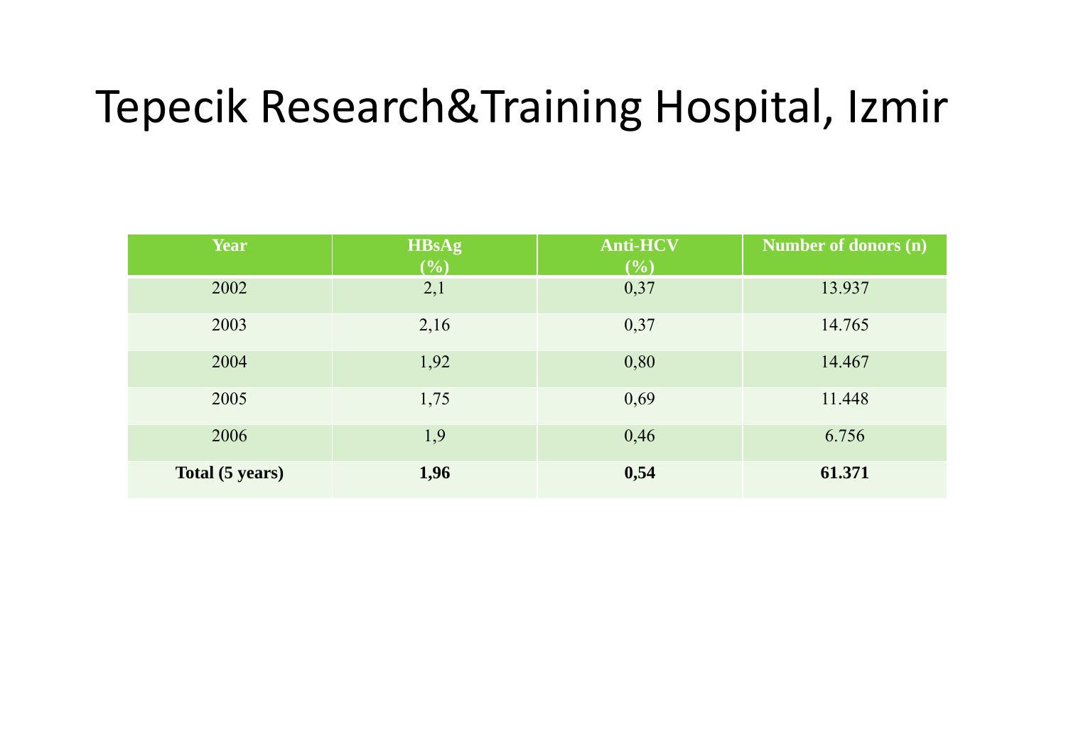# Tepecik Research&Training Hospital, Izmir

| Year | HBsAg (%) | Anti-HCV (%) | Number of donors (n) |
|---|---|---|---|
| 2002 | 2,1 | 0,37 | 13.937 |
| 2003 | 2,16 | 0,37 | 14.765 |
| 2004 | 1,92 | 0,80 | 14.467 |
| 2005 | 1,75 | 0,69 | 11.448 |
| 2006 | 1,9 | 0,46 | 6.756 |
| **Total (5 years)** | **1,96** | **0,54** | **61.371** |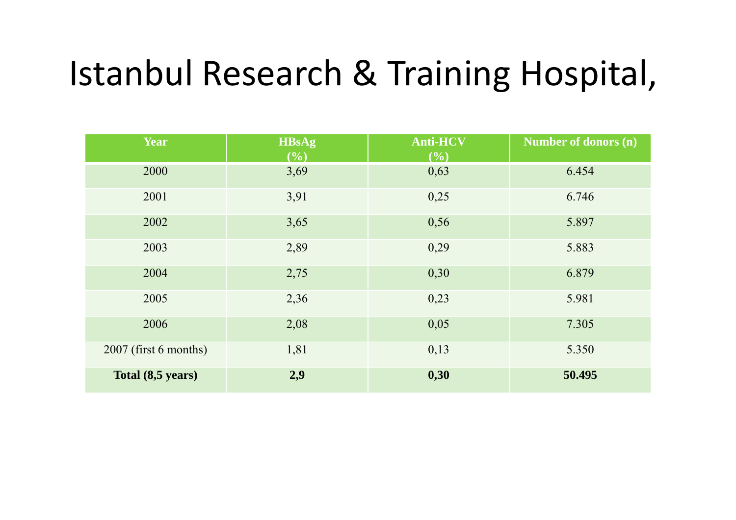# Istanbul Research & Training Hospital,

| Year | HBsAg (%) | Anti-HCV (%) | Number of donors (n) |
|---|---|---|---|
| 2000 | 3,69 | 0,63 | 6.454 |
| 2001 | 3,91 | 0,25 | 6.746 |
| 2002 | 3,65 | 0,56 | 5.897 |
| 2003 | 2,89 | 0,29 | 5.883 |
| 2004 | 2,75 | 0,30 | 6.879 |
| 2005 | 2,36 | 0,23 | 5.981 |
| 2006 | 2,08 | 0,05 | 7.305 |
| 2007 (first 6 months) | 1,81 | 0,13 | 5.350 |
| **Total (8,5 years)** | **2,9** | **0,30** | **50.495** |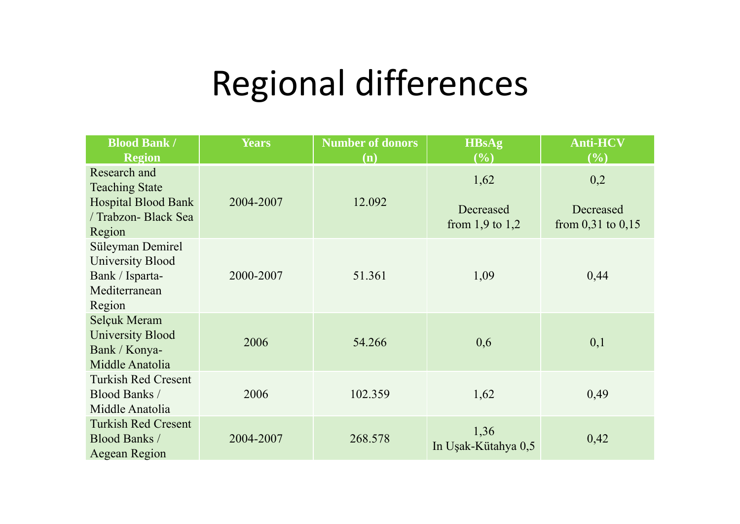# Regional differences

| Blood Bank / Region | Years | Number of donors (n) | HBsAg (%) | Anti-HCV (%) |
|---|---|---|---|---|
| Research and Teaching State Hospital Blood Bank / Trabzon- Black Sea Region | 2004-2007 | 12.092 | 1,62<br><br>Decreased from 1,9 to 1,2 | 0,2<br><br>Decreased from 0,31 to 0,15 |
| Süleyman Demirel University Blood Bank / Isparta- Mediterranean Region | 2000-2007 | 51.361 | 1,09 | 0,44 |
| Selçuk Meram University Blood Bank / Konya- Middle Anatolia | 2006 | 54.266 | 0,6 | 0,1 |
| Turkish Red Cresent Blood Banks / Middle Anatolia | 2006 | 102.359 | 1,62 | 0,49 |
| Turkish Red Cresent Blood Banks / Aegean Region | 2004-2007 | 268.578 | 1,36<br>In Uşak-Kütahya 0,5 | 0,42 |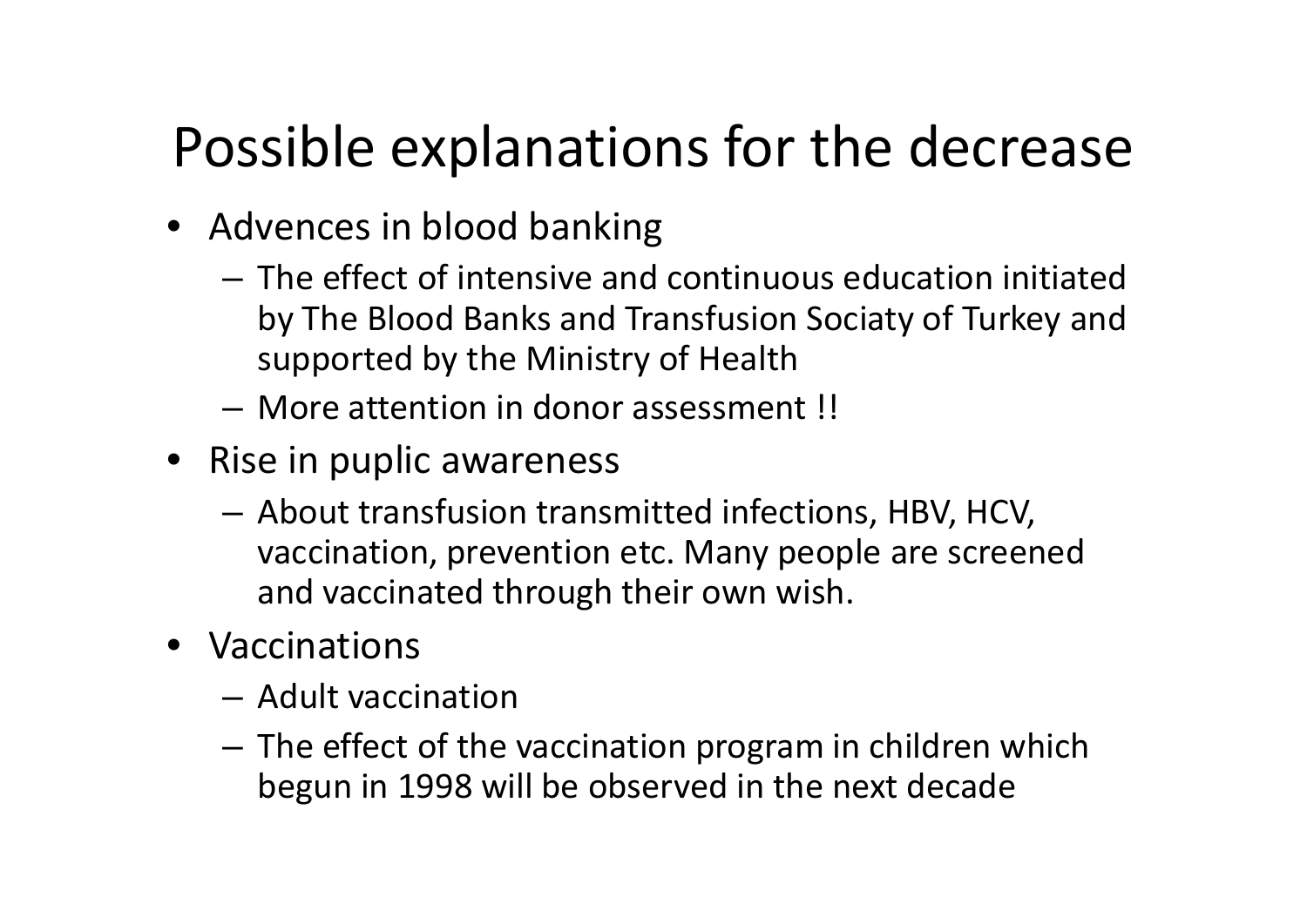# Possible explanations for the decrease

- Advences in blood banking
  - The effect of intensive and continuous education initiated by The Blood Banks and Transfusion Sociaty of Turkey and supported by the Ministry of Health
  - More attention in donor assessment !!
- Rise in puplic awareness
  - About transfusion transmitted infections, HBV, HCV, vaccination, prevention etc. Many people are screened and vaccinated through their own wish.
- Vaccinations
  - Adult vaccination
  - The effect of the vaccination program in children which begun in 1998 will be observed in the next decade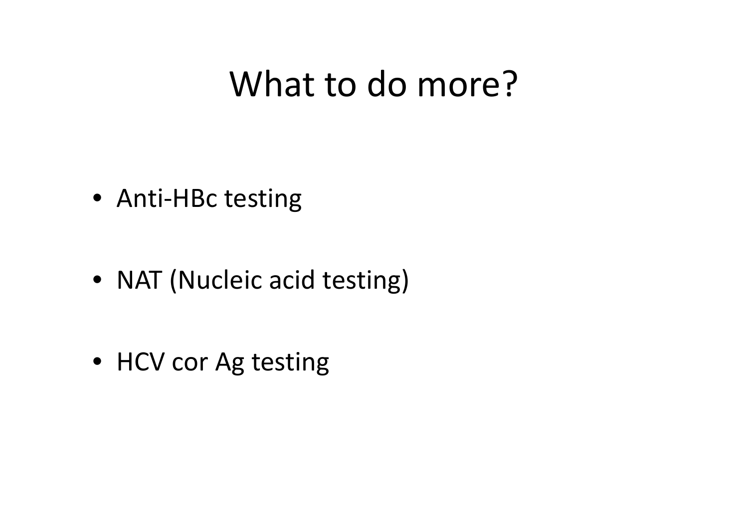# What to do more?

- Anti-HBc testing
- NAT (Nucleic acid testing)
- HCV cor Ag testing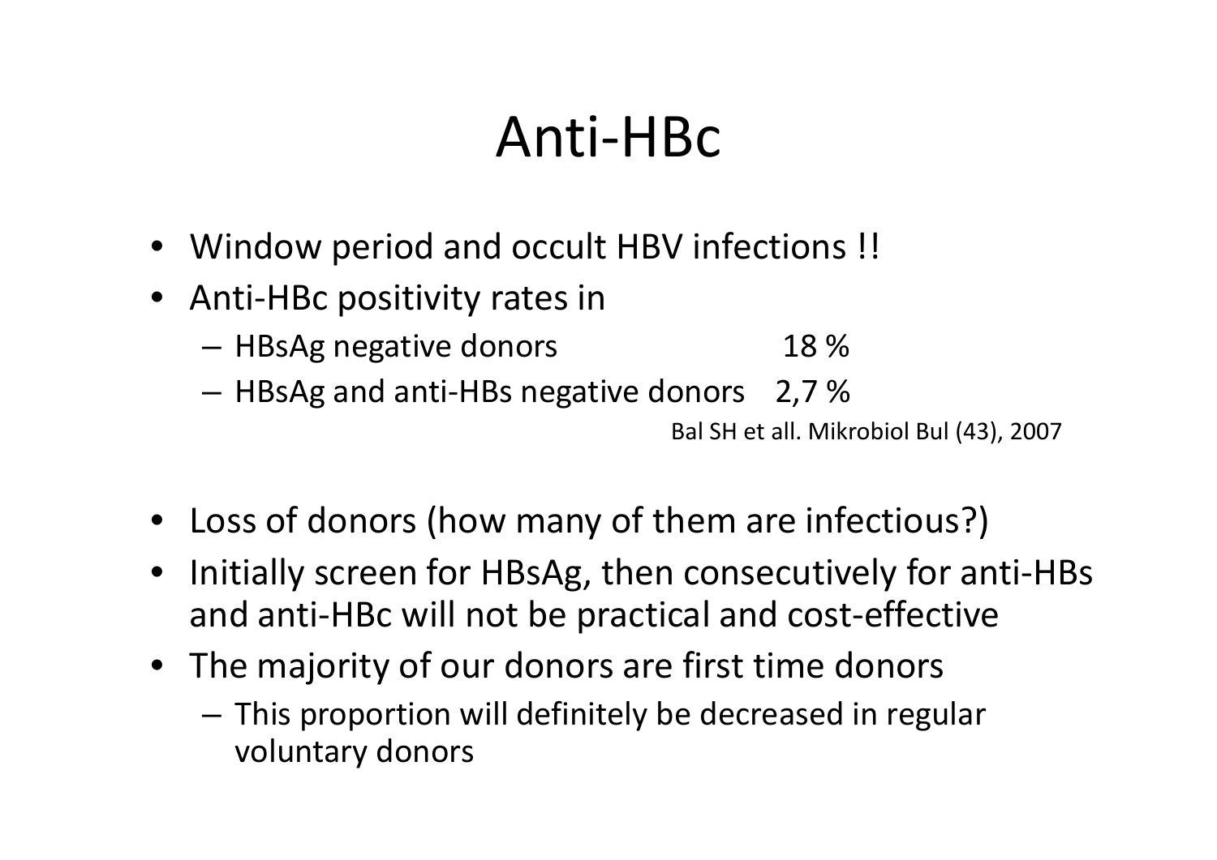# Anti-HBc

- Window period and occult HBV infections !!
- Anti-HBc positivity rates in
  - HBsAg negative donors 18 %
  - HBsAg and anti-HBs negative donors 2,7 %

Bal SH et all. Mikrobiol Bul (43), 2007

- Loss of donors (how many of them are infectious?)
- Initially screen for HBsAg, then consecutively for anti-HBs and anti-HBc will not be practical and cost-effective
- The majority of our donors are first time donors
  - This proportion will definitely be decreased in regular voluntary donors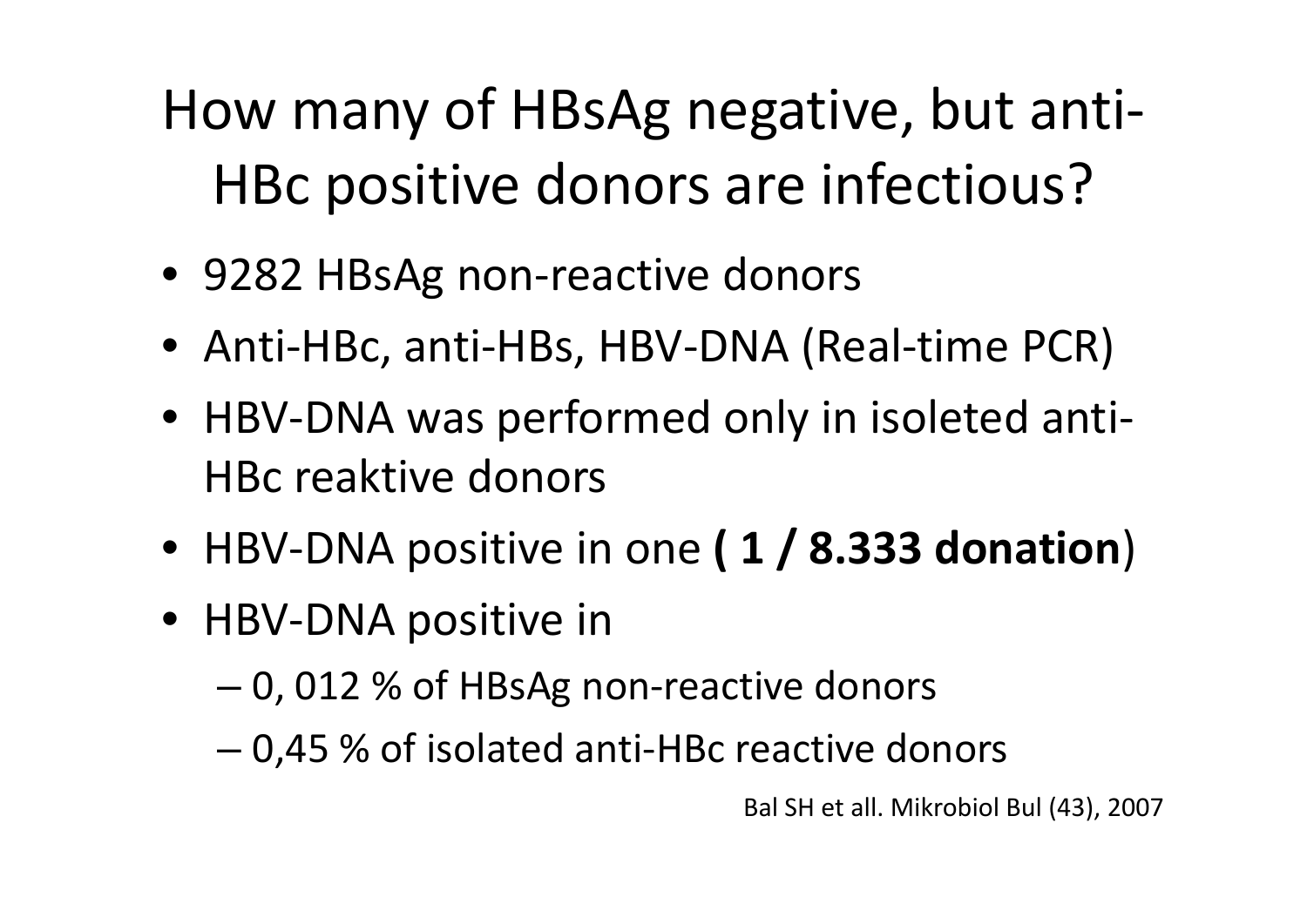# How many of HBsAg negative, but anti-HBc positive donors are infectious?

- 9282 HBsAg non-reactive donors
- Anti-HBc, anti-HBs, HBV-DNA (Real-time PCR)
- HBV-DNA was performed only in isoleted anti-HBc reaktive donors
- HBV-DNA positive in one **( 1 / 8.333 donation**)
- HBV-DNA positive in
  - 0, 012 % of HBsAg non-reactive donors
  - 0,45 % of isolated anti-HBc reactive donors

Bal SH et all. Mikrobiol Bul (43), 2007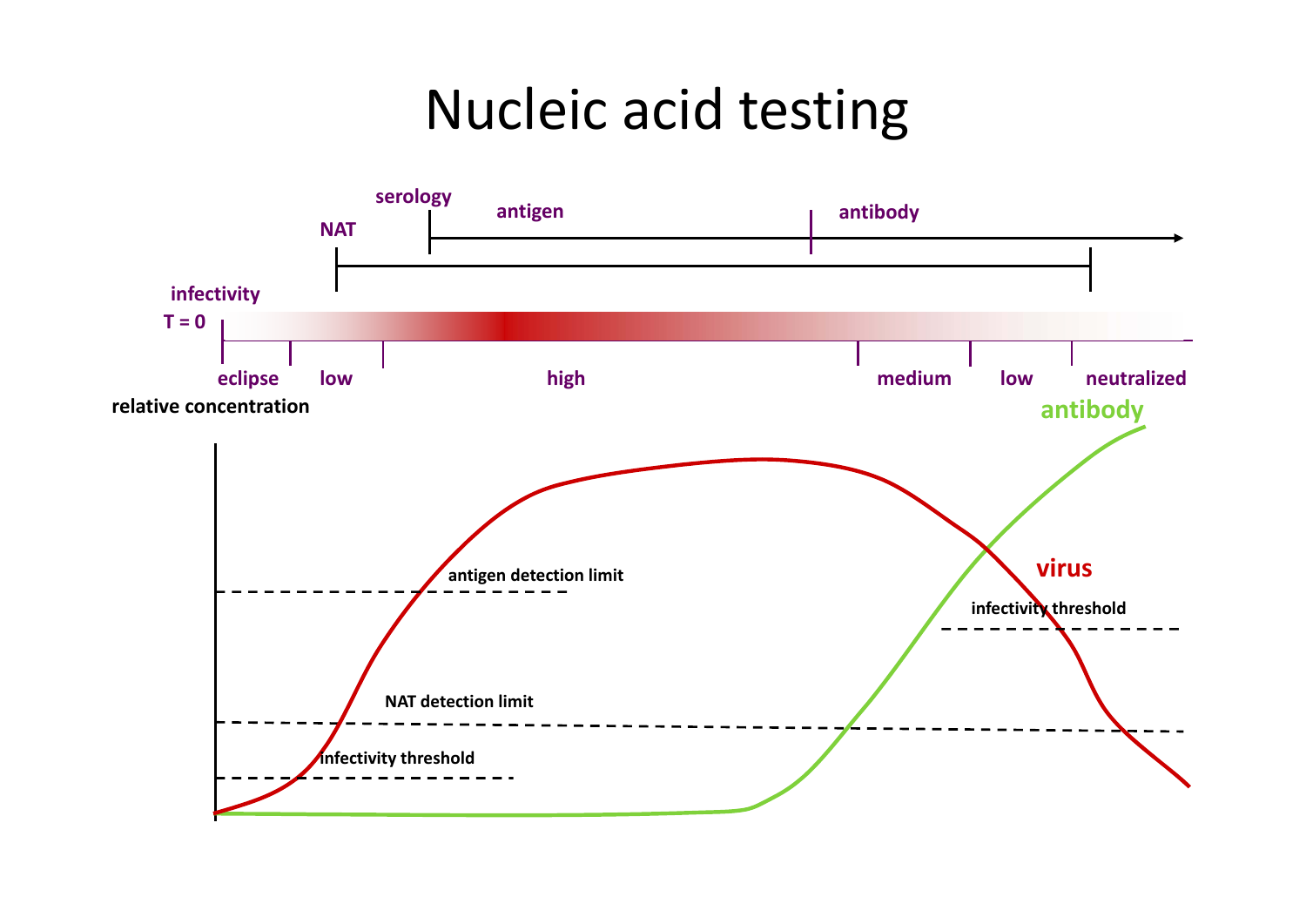# Nucleic acid testing

serology

antigen

antibody

NAT

infectivity

T = 0

eclipse

low

high

medium

low

neutralized

relative concentration

antibody

antigen detection limit

virus

infectivity threshold

NAT detection limit

infectivity threshold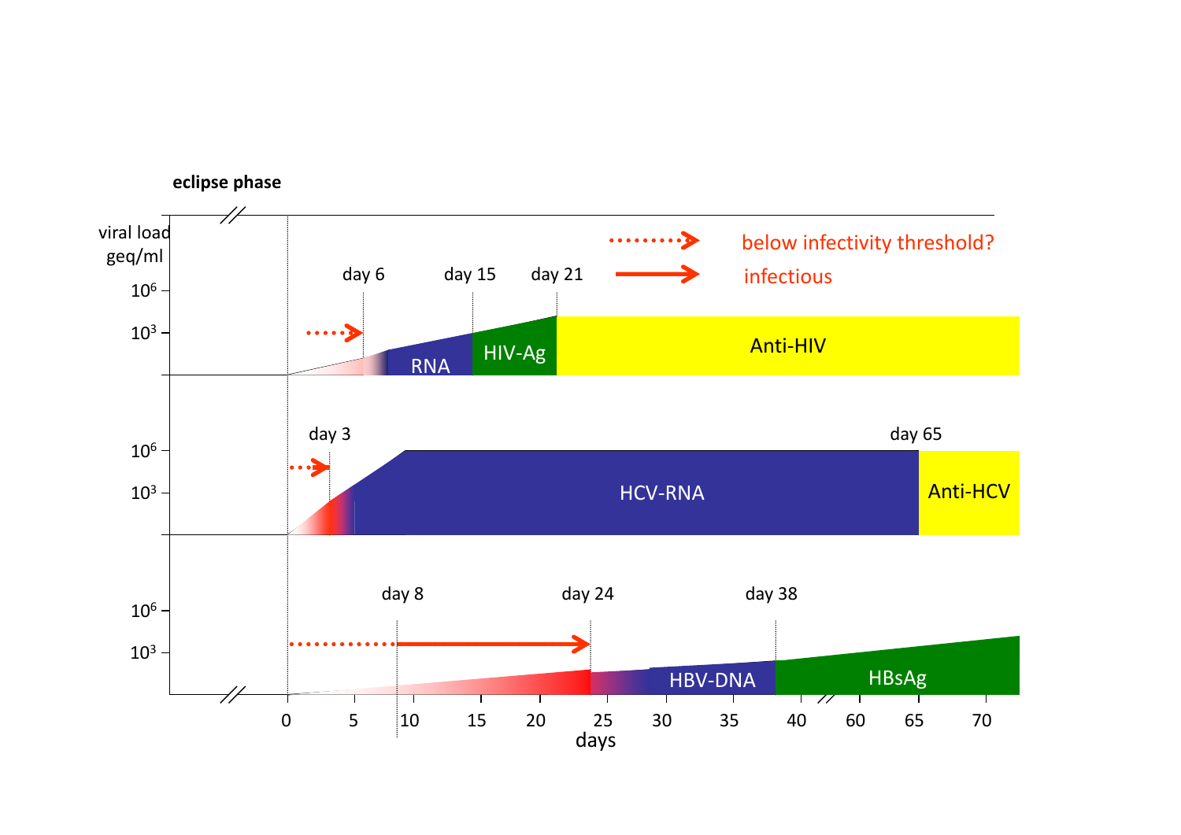**eclipse phase**

viral load geq/ml

$10^6$

$10^3$

day 6 | day 15 | day 21

below infectivity threshold?

infectious

RNA | HIV-Ag | Anti-HIV

day 3 | day 65

HCV-RNA | Anti-HCV

day 8 | day 24 | day 38

HBV-DNA | HBsAg

0 5 10 15 20 25 30 35 40 60 65 70

days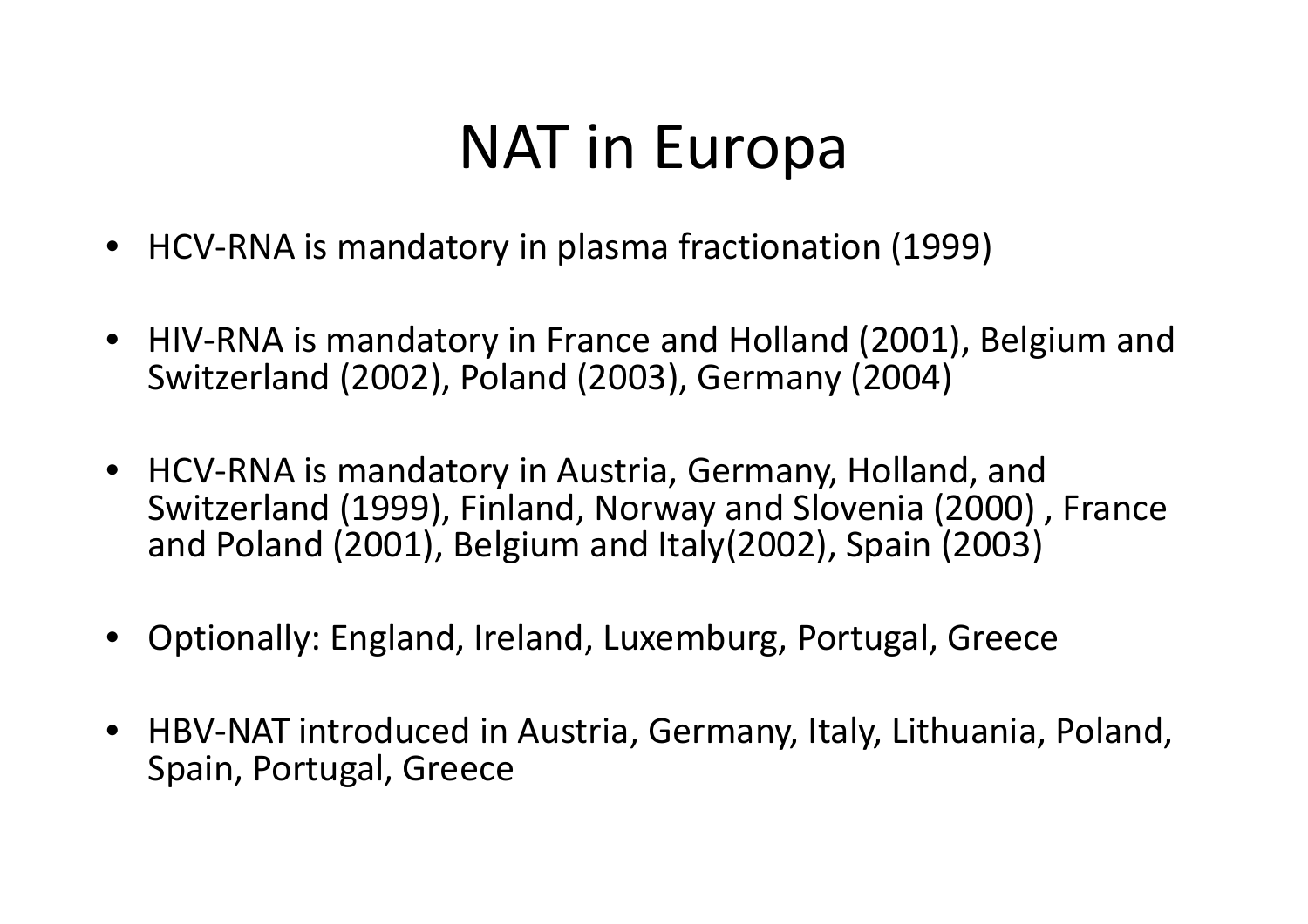# NAT in Europa

- HCV-RNA is mandatory in plasma fractionation (1999)
- HIV-RNA is mandatory in France and Holland (2001), Belgium and Switzerland (2002), Poland (2003), Germany (2004)
- HCV-RNA is mandatory in Austria, Germany, Holland, and Switzerland (1999), Finland, Norway and Slovenia (2000) , France and Poland (2001), Belgium and Italy(2002), Spain (2003)
- Optionally: England, Ireland, Luxemburg, Portugal, Greece
- HBV-NAT introduced in Austria, Germany, Italy, Lithuania, Poland, Spain, Portugal, Greece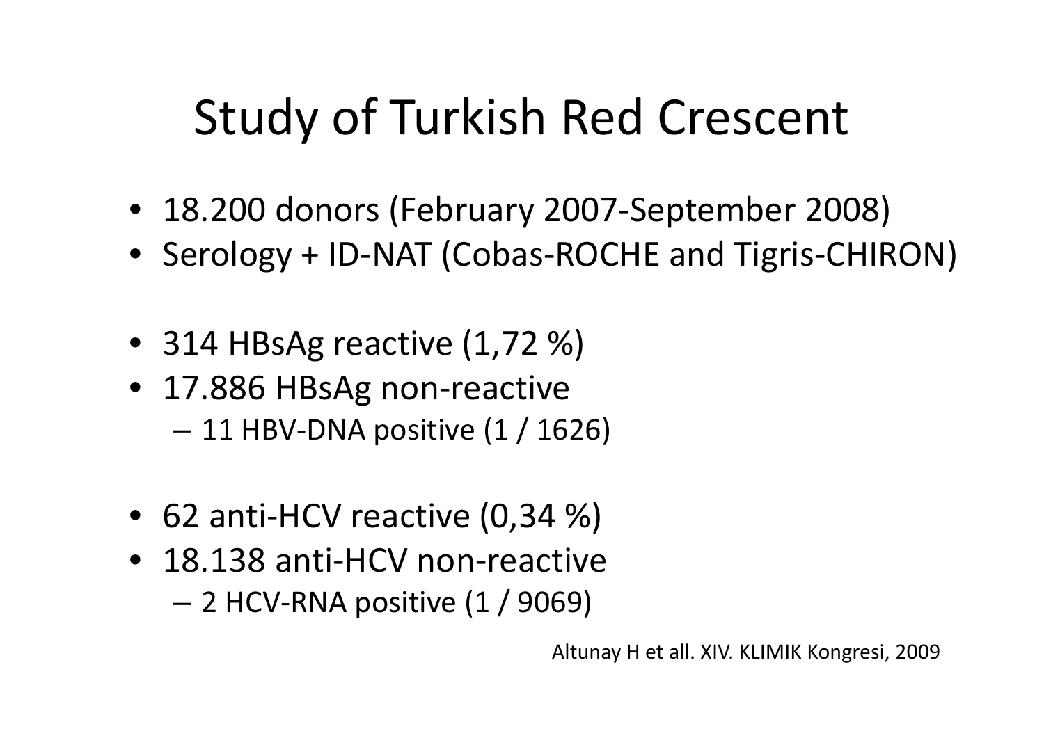# Study of Turkish Red Crescent

- 18.200 donors (February 2007-September 2008)
- Serology + ID-NAT (Cobas-ROCHE and Tigris-CHIRON)

- 314 HBsAg reactive (1,72 %)
- 17.886 HBsAg non-reactive
  - 11 HBV-DNA positive (1 / 1626)

- 62 anti-HCV reactive (0,34 %)
- 18.138 anti-HCV non-reactive
  - 2 HCV-RNA positive (1 / 9069)

Altunay H et all. XIV. KLIMIK Kongresi, 2009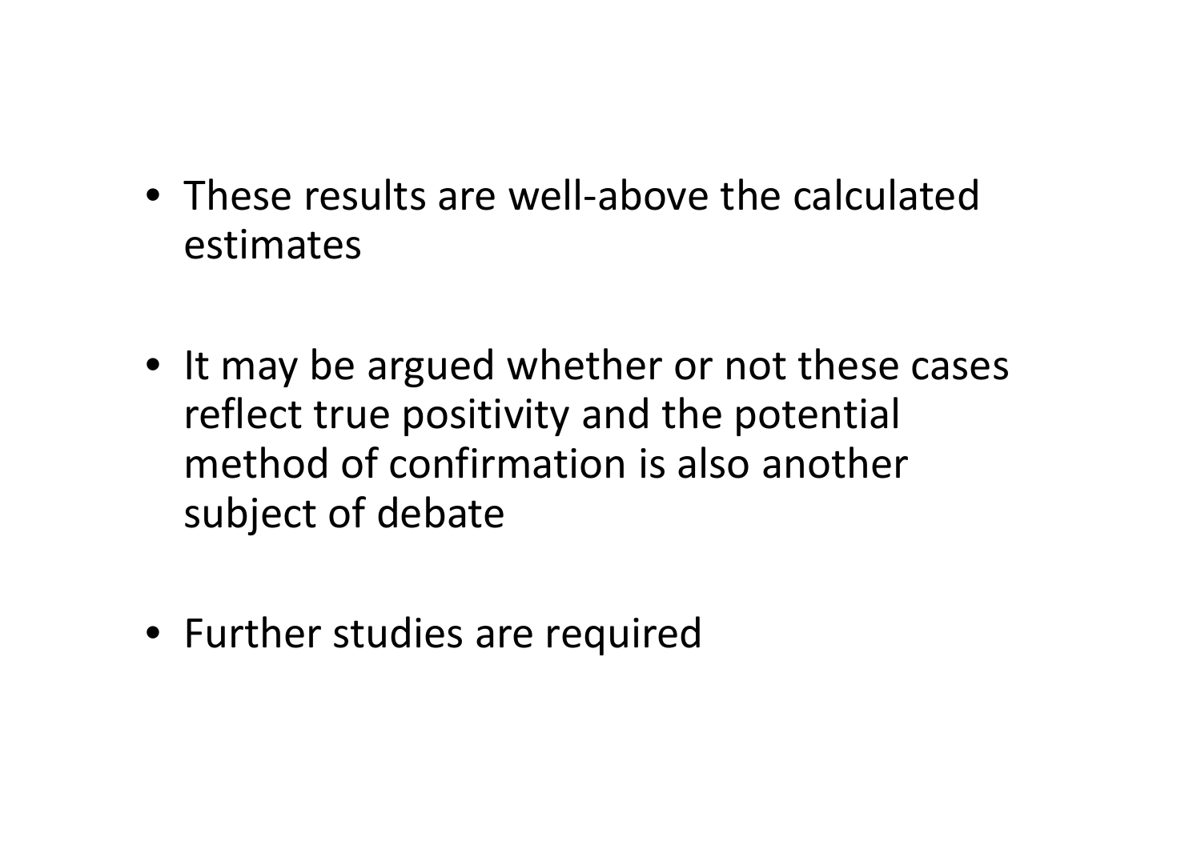- These results are well-above the calculated estimates

- It may be argued whether or not these cases reflect true positivity and the potential method of confirmation is also another subject of debate

- Further studies are required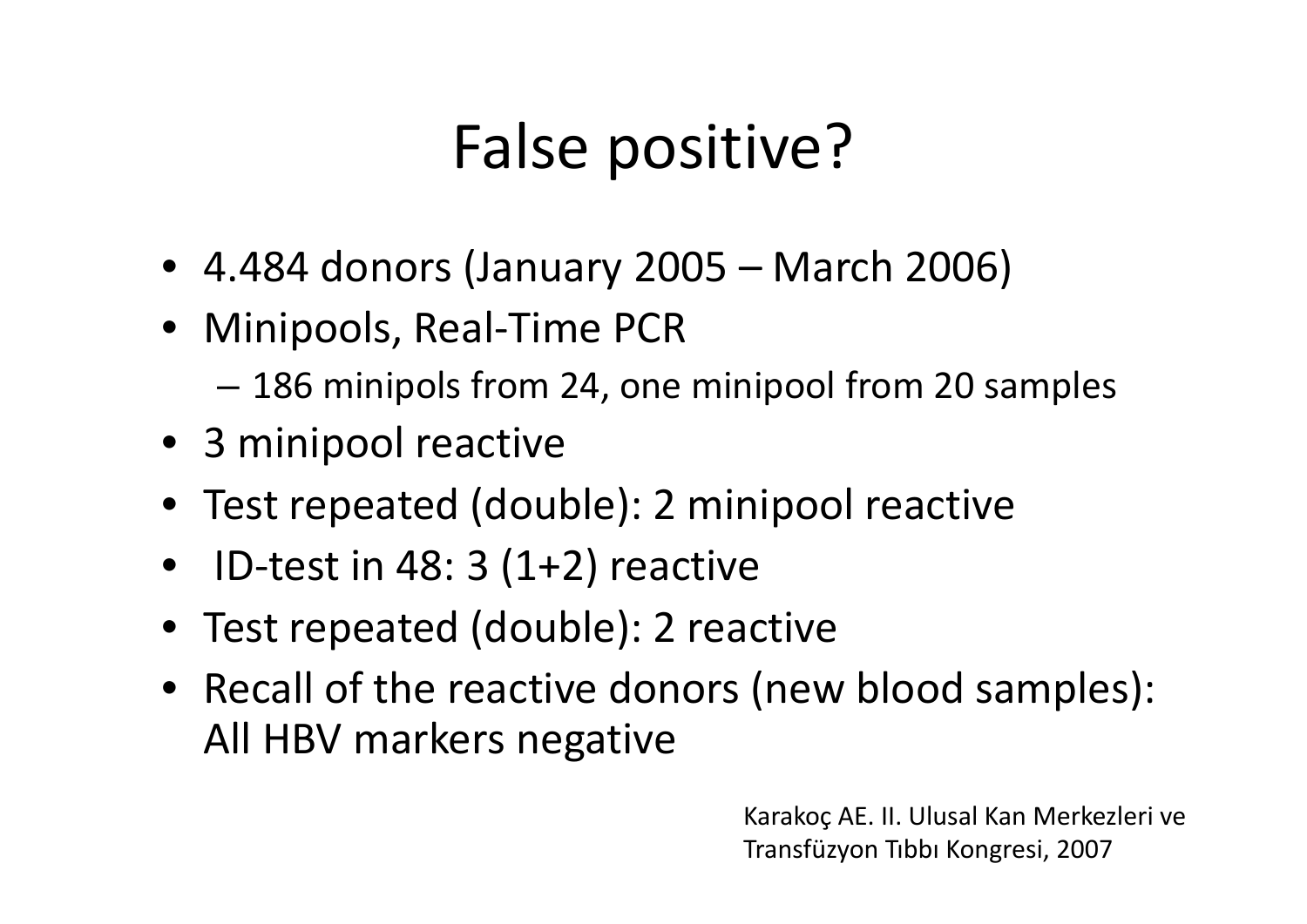# False positive?

- 4.484 donors (January 2005 – March 2006)
- Minipools, Real-Time PCR
  - 186 minipols from 24, one minipool from 20 samples
- 3 minipool reactive
- Test repeated (double): 2 minipool reactive
- ID-test in 48: 3 (1+2) reactive
- Test repeated (double): 2 reactive
- Recall of the reactive donors (new blood samples): All HBV markers negative

Karakoç AE. II. Ulusal Kan Merkezleri ve Transfüzyon Tıbbı Kongresi, 2007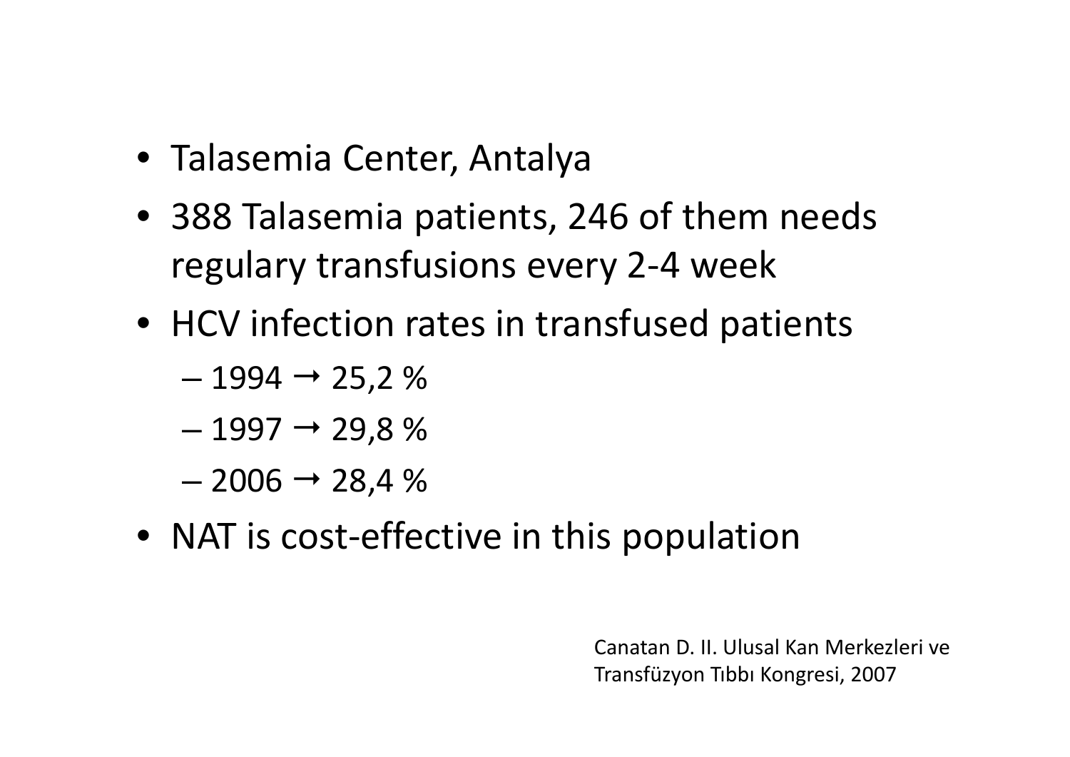- Talasemia Center, Antalya
- 388 Talasemia patients, 246 of them needs regulary transfusions every 2-4 week
- HCV infection rates in transfused patients
  - 1994 → 25,2 %
  - 1997 → 29,8 %
  - 2006 → 28,4 %
- NAT is cost-effective in this population

Canatan D. II. Ulusal Kan Merkezleri ve Transfüzyon Tıbbı Kongresi, 2007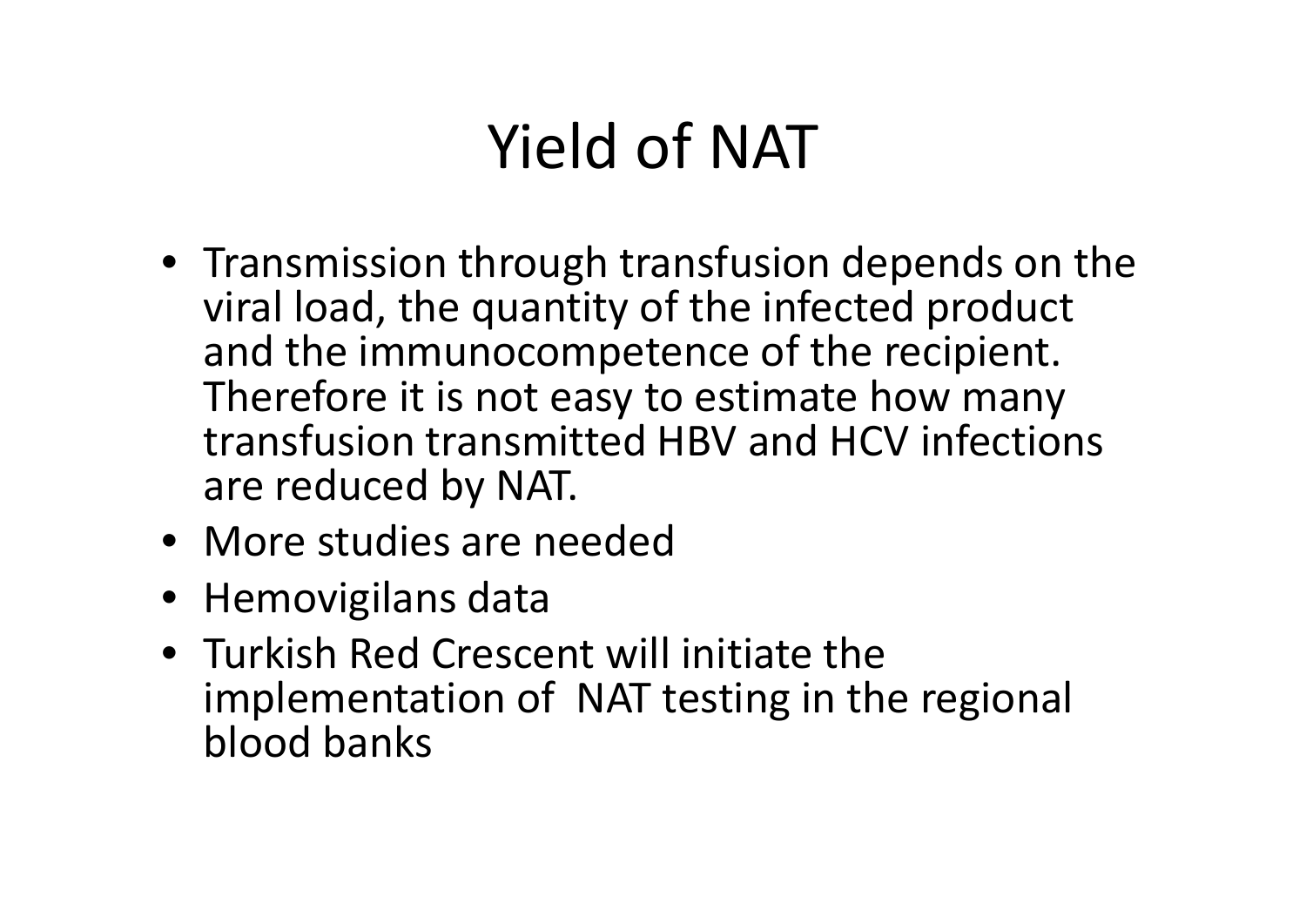# Yield of NAT

- Transmission through transfusion depends on the viral load, the quantity of the infected product and the immunocompetence of the recipient. Therefore it is not easy to estimate how many transfusion transmitted HBV and HCV infections are reduced by NAT.
- More studies are needed
- Hemovigilans data
- Turkish Red Crescent will initiate the implementation of NAT testing in the regional blood banks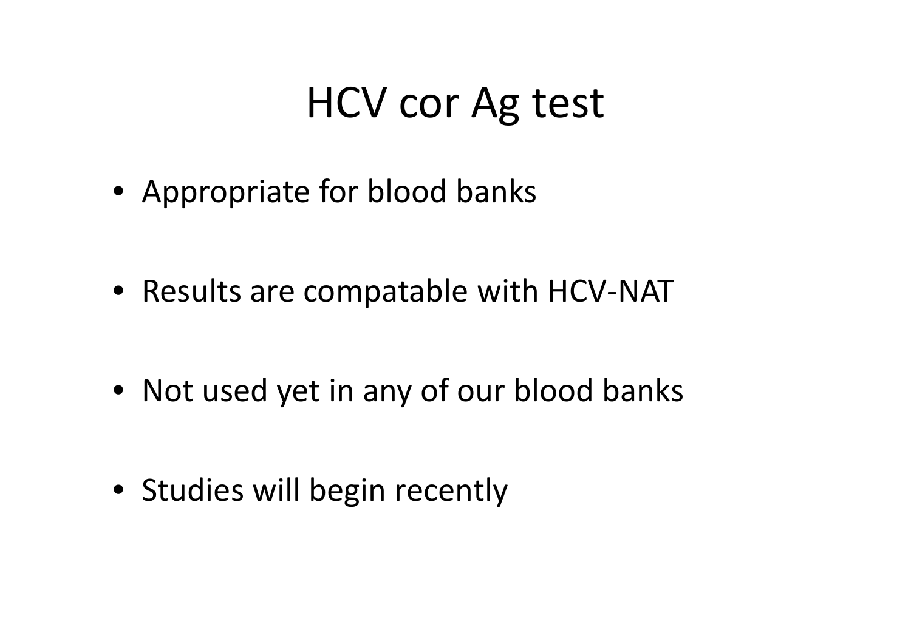# HCV cor Ag test

- Appropriate for blood banks
- Results are compatable with HCV-NAT
- Not used yet in any of our blood banks
- Studies will begin recently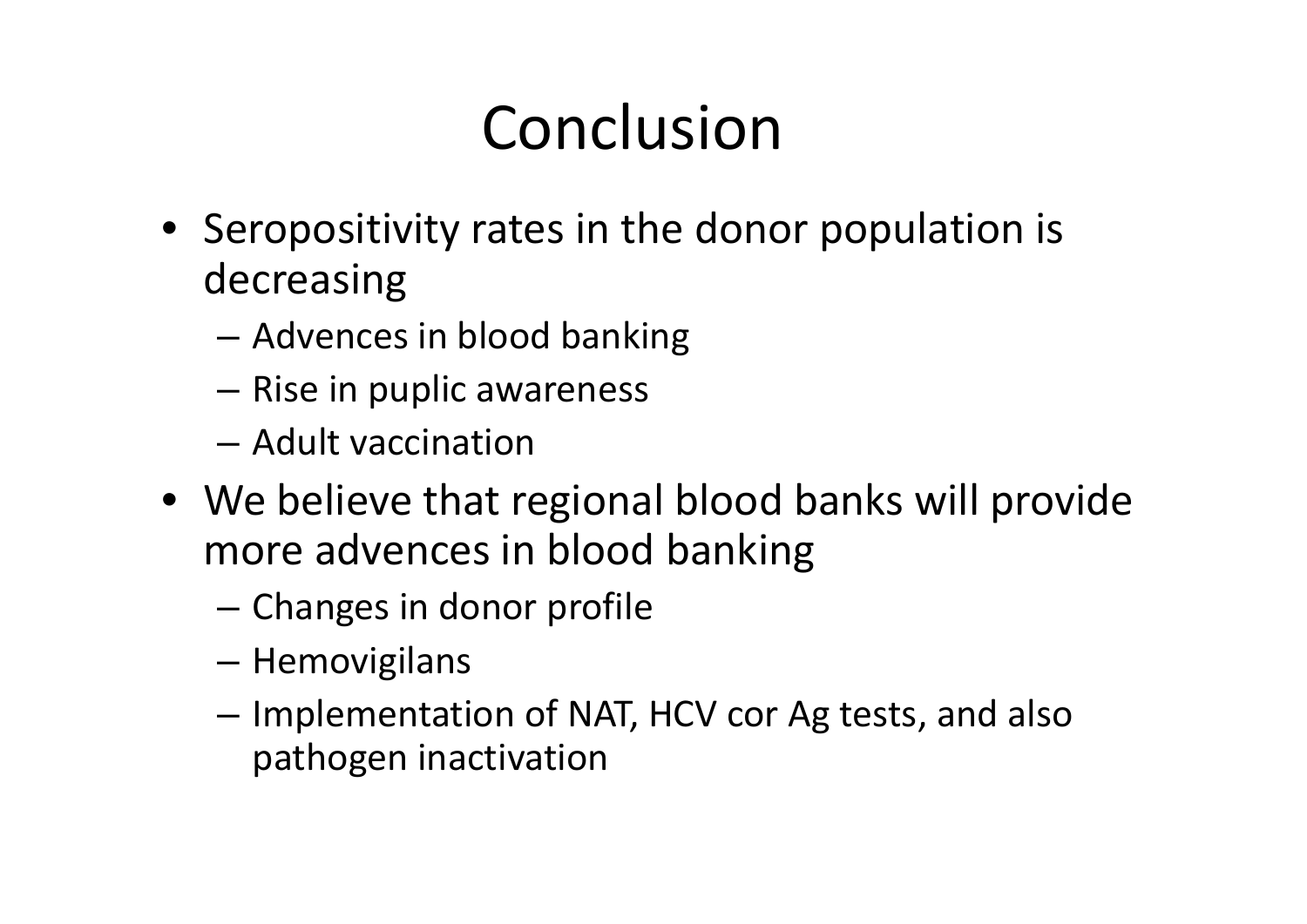# Conclusion

- Seropositivity rates in the donor population is decreasing
  - Advences in blood banking
  - Rise in puplic awareness
  - Adult vaccination
- We believe that regional blood banks will provide more advences in blood banking
  - Changes in donor profile
  - Hemovigilans
  - Implementation of NAT, HCV cor Ag tests, and also pathogen inactivation